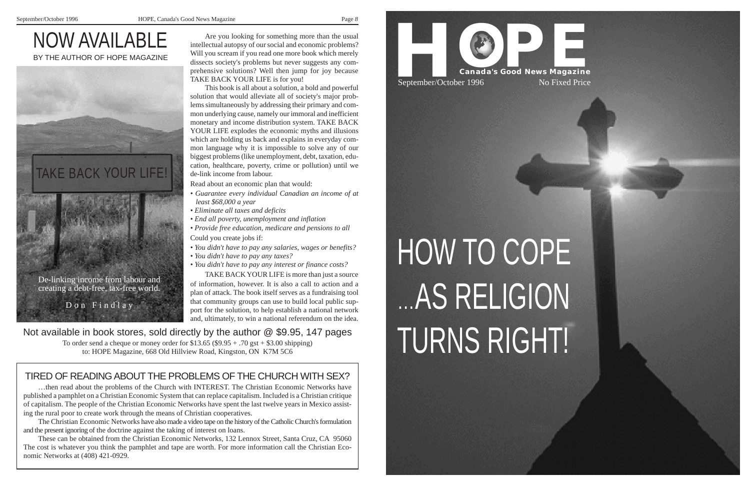# NOW AVAILABLE

BY THE AUTHOR OF HOPE MAGAZINE

TAKE BACK YOUR LIFE!

De-linking income from labour and creating a debt-free, tax-free world.

Don Findlay

Are you looking for something more than the usual intellectual autopsy of our social and economic problems? Will you scream if you read one more book which merely dissects society's problems but never suggests any comprehensive solutions? Well then jump for joy because TAKE BACK YOUR LIFE is for you!

This book is all about a solution, a bold and powerful solution that would alleviate all of society's major problems simultaneously by addressing their primary and common underlying cause, namely our immoral and inefficient monetary and income distribution system. TAKE BACK YOUR LIFE explodes the economic myths and illusions which are holding us back and explains in everyday common language why it is impossible to solve any of our biggest problems (like unemployment, debt, taxation, education, healthcare, poverty, crime or pollution) until we de-link income from labour.

Read about an economic plan that would:

- *Guarantee every individual Canadian an income of at least $68,000 a year*
- *Eliminate all taxes and deficits*
- *End all poverty, unemployment and inflation*
- *Provide free education, medicare and pensions to all*

Could you create jobs if:

- *You didn't have to pay any salaries, wages or benefits?*
- *You didn't have to pay any taxes?*
- *You didn't have to pay any interest or finance costs?*

TAKE BACK YOUR LIFE is more than just a source of information, however. It is also a call to action and a plan of attack. The book itself serves as a fundraising tool that community groups can use to build local public support for the solution, to help establish a national network and, ultimately, to win a national referendum on the idea.

Not available in book stores, sold directly by the author @ $9.95, 147 pages

To order send a cheque or money order for $13.65 ($9.95 + .70 gst + $3.00 shipping) to: HOPE Magazine, 668 Old Hillview Road, Kingston, ON K7M 5C6

## TIRED OF READING ABOUT THE PROBLEMS OF THE CHURCH WITH SEX?

…then read about the problems of the Church with INTEREST. The Christian Economic Networks have published a pamphlet on a Christian Economic System that can replace capitalism. Included is a Christian critique of capitalism. The people of the Christian Economic Networks have spent the last twelve years in Mexico assisting the rural poor to create work through the means of Christian cooperatives.

The Christian Economic Networks have also made a video tape on the history of the Catholic Church's formulation and the present ignoring of the doctrine against the taking of interest on loans.

These can be obtained from the Christian Economic Networks, 132 Lennox Street, Santa Cruz, CA 95060 The cost is whatever you think the pamphlet and tape are worth. For more information call the Christian Economic Networks at (408) 421-0929.

# HOPE

**Canada's Good News Magazine**

September/October 1996 No Fixed Price

# HOW TO COPE …AS RELIGION TURNS RIGHT!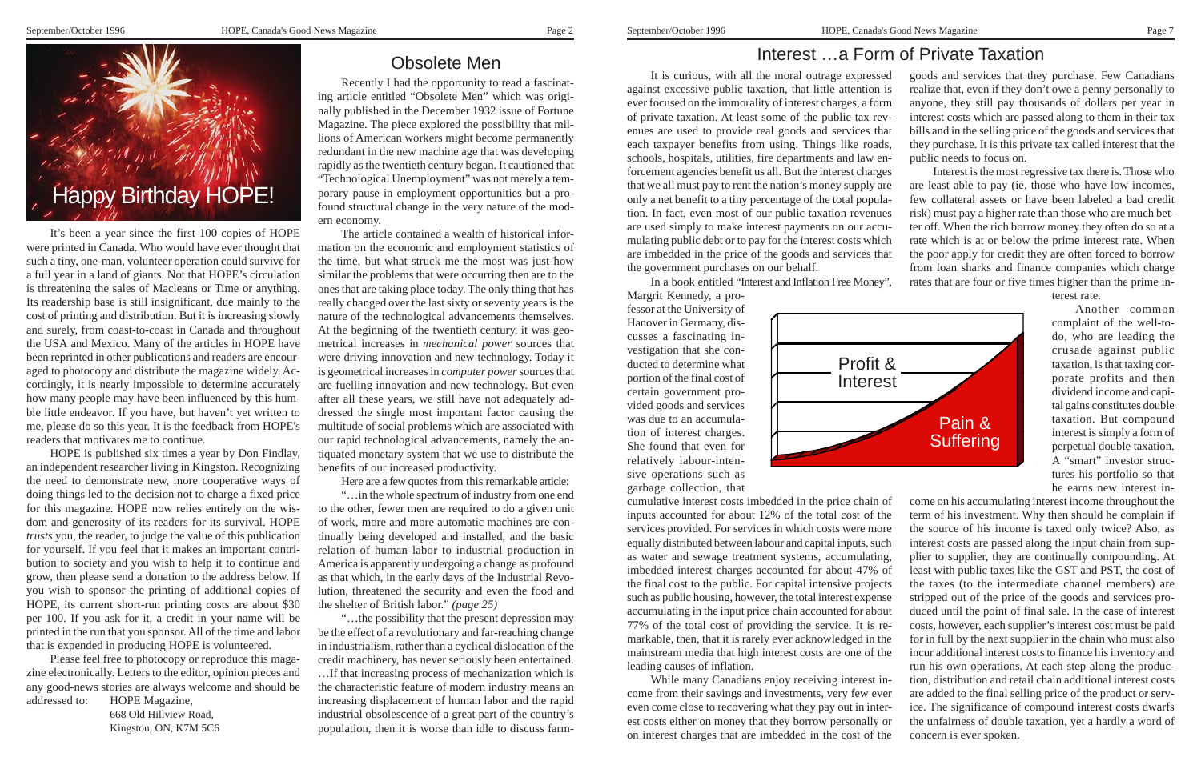# Happy Birthday HOPE!

It's been a year since the first 100 copies of HOPE were printed in Canada. Who would have ever thought that such a tiny, one-man, volunteer operation could survive for a full year in a land of giants. Not that HOPE's circulation is threatening the sales of Macleans or Time or anything. Its readership base is still insignificant, due mainly to the cost of printing and distribution. But it is increasing slowly and surely, from coast-to-coast in Canada and throughout the USA and Mexico. Many of the articles in HOPE have been reprinted in other publications and readers are encouraged to photocopy and distribute the magazine widely. Accordingly, it is nearly impossible to determine accurately how many people may have been influenced by this humble little endeavor. If you have, but haven't yet written to me, please do so this year. It is the feedback from HOPE's readers that motivates me to continue.

HOPE is published six times a year by Don Findlay, an independent researcher living in Kingston. Recognizing the need to demonstrate new, more cooperative ways of doing things led to the decision not to charge a fixed price for this magazine. HOPE now relies entirely on the wisdom and generosity of its readers for its survival. HOPE *trusts* you, the reader, to judge the value of this publication for yourself. If you feel that it makes an important contribution to society and you wish to help it to continue and grow, then please send a donation to the address below. If you wish to sponsor the printing of additional copies of HOPE, its current short-run printing costs are about $30 per 100. If you ask for it, a credit in your name will be printed in the run that you sponsor. All of the time and labor that is expended in producing HOPE is volunteered.

Please feel free to photocopy or reproduce this magazine electronically. Letters to the editor, opinion pieces and any good-news stories are always welcome and should be addressed to: HOPE Magazine,
668 Old Hillview Road,
Kingston, ON, K7M 5C6

# Obsolete Men

Recently I had the opportunity to read a fascinating article entitled "Obsolete Men" which was originally published in the December 1932 issue of Fortune Magazine. The piece explored the possibility that millions of American workers might become permanently redundant in the new machine age that was developing rapidly as the twentieth century began. It cautioned that "Technological Unemployment" was not merely a temporary pause in employment opportunities but a profound structural change in the very nature of the modern economy.

The article contained a wealth of historical information on the economic and employment statistics of the time, but what struck me the most was just how similar the problems that were occurring then are to the ones that are taking place today. The only thing that has really changed over the last sixty or seventy years is the nature of the technological advancements themselves. At the beginning of the twentieth century, it was geometrical increases in *mechanical power* sources that were driving innovation and new technology. Today it is geometrical increases in *computer power* sources that are fuelling innovation and new technology. But even after all these years, we still have not adequately addressed the single most important factor causing the multitude of social problems which are associated with our rapid technological advancements, namely the antiquated monetary system that we use to distribute the benefits of our increased productivity.

Here are a few quotes from this remarkable article:

"…in the whole spectrum of industry from one end to the other, fewer men are required to do a given unit of work, more and more automatic machines are continually being developed and installed, and the basic relation of human labor to industrial production in America is apparently undergoing a change as profound as that which, in the early days of the Industrial Revolution, threatened the security and even the food and the shelter of British labor." *(page 25)*

"…the possibility that the present depression may be the effect of a revolutionary and far-reaching change in industrialism, rather than a cyclical dislocation of the credit machinery, has never seriously been entertained. …If that increasing process of mechanization which is the characteristic feature of modern industry means an increasing displacement of human labor and the rapid industrial obsolescence of a great part of the country's population, then it is worse than idle to discuss farm-

# Interest …a Form of Private Taxation

It is curious, with all the moral outrage expressed against excessive public taxation, that little attention is ever focused on the immorality of interest charges, a form of private taxation. At least some of the public tax revenues are used to provide real goods and services that each taxpayer benefits from using. Things like roads, schools, hospitals, utilities, fire departments and law enforcement agencies benefit us all. But the interest charges that we all must pay to rent the nation's money supply are only a net benefit to a tiny percentage of the total population. In fact, even most of our public taxation revenues are used simply to make interest payments on our accumulating public debt or to pay for the interest costs which are imbedded in the price of the goods and services that the government purchases on our behalf.

In a book entitled "Interest and Inflation Free Money", Margrit Kennedy, a professor at the University of Hanover in Germany, discusses a fascinating investigation that she conducted to determine what portion of the final cost of certain government provided goods and services was due to an accumulation of interest charges. She found that even for relatively labour-intensive operations such as garbage collection, that cumulative interest costs imbedded in the price chain of inputs accounted for about 12% of the total cost of the services provided. For services in which costs were more equally distributed between labour and capital inputs, such as water and sewage treatment systems, accumulating, imbedded interest charges accounted for about 47% of the final cost to the public. For capital intensive projects such as public housing, however, the total interest expense accumulating in the input price chain accounted for about 77% of the total cost of providing the service. It is remarkable, then, that it is rarely ever acknowledged in the mainstream media that high interest costs are one of the leading causes of inflation.

Profit & Interest

Pain & Suffering

While many Canadians enjoy receiving interest income from their savings and investments, very few ever even come close to recovering what they pay out in interest costs either on money that they borrow personally or on interest charges that are imbedded in the cost of the goods and services that they purchase. Few Canadians realize that, even if they don't owe a penny personally to anyone, they still pay thousands of dollars per year in interest costs which are passed along to them in their tax bills and in the selling price of the goods and services that they purchase. It is this private tax called interest that the public needs to focus on.

Interest is the most regressive tax there is. Those who are least able to pay (ie. those who have low incomes, few collateral assets or have been labeled a bad credit risk) must pay a higher rate than those who are much better off. When the rich borrow money they often do so at a rate which is at or below the prime interest rate. When the poor apply for credit they are often forced to borrow from loan sharks and finance companies which charge rates that are four or five times higher than the prime interest rate.

Another common complaint of the well-to-do, who are leading the crusade against public taxation, is that taxing corporate profits and then dividend income and capital gains constitutes double taxation. But compound interest is simply a form of perpetual double taxation. A "smart" investor structures his portfolio so that he earns new interest income on his accumulating interest income throughout the term of his investment. Why then should he complain if the source of his income is taxed only twice? Also, as interest costs are passed along the input chain from supplier to supplier, they are continually compounding. At least with public taxes like the GST and PST, the cost of the taxes (to the intermediate channel members) are stripped out of the price of the goods and services produced until the point of final sale. In the case of interest costs, however, each supplier's interest cost must be paid for in full by the next supplier in the chain who must also incur additional interest costs to finance his inventory and run his own operations. At each step along the production, distribution and retail chain additional interest costs are added to the final selling price of the product or service. The significance of compound interest costs dwarfs the unfairness of double taxation, yet a hardly a word of concern is ever spoken.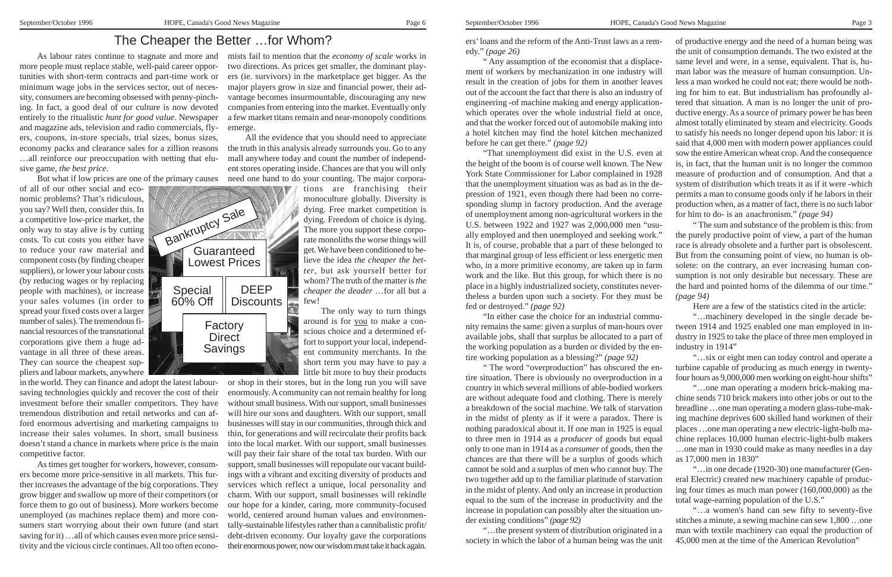# The Cheaper the Better …for Whom?

As labour rates continue to stagnate and more and more people must replace stable, well-paid career opportunities with short-term contracts and part-time work or minimum wage jobs in the services sector, out of necessity, consumers are becoming obsessed with penny-pinching. In fact, a good deal of our culture is now devoted entirely to the ritualistic *hunt for good value*. Newspaper and magazine ads, television and radio commercials, flyers, coupons, in-store specials, trial sizes, bonus sizes, economy packs and clearance sales for a zillion reasons …all reinforce our preoccupation with netting that elusive game, *the best price*.

But what if low prices are one of the primary causes of all of our other social and economic problems? That's ridiculous, you say? Well then, consider this. In a competitive low-price market, the only way to stay alive is by cutting costs. To cut costs you either have to reduce your raw material and component costs (by finding cheaper suppliers), or lower your labour costs (by reducing wages or by replacing people with machines), or increase your sales volumes (in order to spread your fixed costs over a larger number of sales). The tremendous financial resources of the transnational corporations give them a huge advantage in all three of these areas. They can source the cheapest suppliers and labour markets, anywhere in the world. They can finance and adopt the latest labour-saving technologies quickly and recover the cost of their investment before their smaller competitors. They have tremendous distribution and retail networks and can afford enormous advertising and marketing campaigns to increase their sales volumes. In short, small business doesn't stand a chance in markets where price is the main competitive factor.

As times get tougher for workers, however, consumers become more price-sensitive in all markets. This further increases the advantage of the big corporations. They grow bigger and swallow up more of their competitors (or force them to go out of business). More workers become unemployed (as machines replace them) and more consumers start worrying about their own future (and start saving for it) …all of which causes even more price sensitivity and the vicious circle continues. All too often economists fail to mention that the *economy of scale* works in two directions. As prices get smaller, the dominant players (ie. survivors) in the marketplace get bigger. As the major players grow in size and financial power, their advantage becomes insurmountable, discouraging any new companies from entering into the market. Eventually only a few market titans remain and near-monopoly conditions emerge.

All the evidence that you should need to appreciate the truth in this analysis already surrounds you. Go to any mall anywhere today and count the number of independent stores operating inside. Chances are that you will only need one hand to do your counting. The major corporations are franchising their monoculture globally. Diversity is dying. Free market competition is dying. Freedom of choice is dying. The more you support these corporate monoliths the worse things will get. We have been conditioned to believe the idea *the cheaper the better*, but ask yourself better for whom? The truth of the matter is *the cheaper the deader* …for all but a few!

The only way to turn things around is for you to make a conscious choice and a determined effort to support your local, independent community merchants. In the short term you may have to pay a little bit more to buy their products or shop in their stores, but in the long run you will save enormously. A community can not remain healthy for long without small business. With our support, small businesses will hire our sons and daughters. With our support, small businesses will stay in our communities, through thick and thin, for generations and will recirculate their profits back into the local market. With our support, small businesses will pay their fair share of the total tax burden. With our support, small businesses will repopulate our vacant buildings with a vibrant and exciting diversity of products and services which reflect a unique, local personality and charm. With our support, small businesses will rekindle our hope for a kinder, caring, more community-focused world, centered around human values and environmentally-sustainable lifestyles rather than a cannibalistic profit/debt-driven economy. Our loyalty gave the corporations their enormous power, now our wisdom must take it back again.

---

ers' loans and the reform of the Anti-Trust laws as a remedy." *(page 26)*

" Any assumption of the economist that a displacement of workers by mechanization in one industry will result in the creation of jobs for them in another leaves out of the account the fact that there is also an industry of engineering -of machine making and energy application-which operates over the whole industrial field at once, and that the worker forced out of automobile making into a hotel kitchen may find the hotel kitchen mechanized before he can get there." *(page 92)*

"That unemployment did exist in the U.S. even at the height of the boom is of course well known. The New York State Commissioner for Labor complained in 1928 that the unemployment situation was as bad as in the depression of 1921, even though there had been no corresponding slump in factory production. And the average of unemployment among non-agricultural workers in the U.S. between 1922 and 1927 was 2,000,000 men "usually employed and then unemployed and seeking work." It is, of course, probable that a part of these belonged to that marginal group of less efficient or less energetic men who, in a more primitive economy, are taken up in farm work and the like. But this group, for which there is no place in a highly industrialized society, constitutes nevertheless a burden upon such a society. For they must be fed or destroyed." *(page 92)*

"In either case the choice for an industrial community remains the same: given a surplus of man-hours over available jobs, shall that surplus be allocated to a part of the working population as a burden or divided by the entire working population as a blessing?" *(page 92)*

" The word "overproduction" has obscured the entire situation. There is obviously no overproduction in a country in which several millions of able-bodied workers are without adequate food and clothing. There is merely a breakdown of the social machine. We talk of starvation in the midst of plenty as if it were a paradox. There is nothing paradoxical about it. If one man in 1925 is equal to three men in 1914 as a *producer* of goods but equal only to one man in 1914 as a *consumer* of goods, then the chances are that there will be a surplus of goods which cannot be sold and a surplus of men who cannot buy. The two together add up to the familiar platitude of starvation in the midst of plenty. And only an increase in production equal to the sum of the increase in productivity and the increase in population can possibly alter the situation under existing conditions" *(page 92)*

"…the present system of distribution originated in a society in which the labor of a human being was the unit of productive energy and the need of a human being was the unit of consumption demands. The two existed at the same level and were, in a sense, equivalent. That is, human labor was the measure of human consumption. Unless a man worked he could not eat; there would be nothing for him to eat. But industrialism has profoundly altered that situation. A man is no longer the unit of productive energy. As a source of primary power he has been almost totally eliminated by steam and electricity. Goods to satisfy his needs no longer depend upon his labor: it is said that 4,000 men with modern power appliances could sow the entire American wheat crop. And the consequence is, in fact, that the human unit is no longer the common measure of production and of consumption. And that a system of distribution which treats it as if it were -which permits a man to consume goods only if he labors in their production when, as a matter of fact, there is no such labor for him to do- is an anachronism." *(page 94)*

" The sum and substance of the problem is this: from the purely productive point of view, a part of the human race is already obsolete and a further part is obsolescent. But from the consuming point of view, no human is obsolete: on the contrary, an ever increasing human consumption is not only desirable but necessary. These are the hard and pointed horns of the dilemma of our time." *(page 94)*

Here are a few of the statistics cited in the article:

"…machinery developed in the single decade between 1914 and 1925 enabled one man employed in industry in 1925 to take the place of three men employed in industry in 1914"

"…six or eight men can today control and operate a turbine capable of producing as much energy in twenty-four hours as 9,000,000 men working on eight-hour shifts"

"…one man operating a modern brick-making machine sends 710 brick makers into other jobs or out to the breadline …one man operating a modern glass-tube-making machine deprives 600 skilled hand workmen of their places …one man operating a new electric-light-bulb machine replaces 10,000 human electric-light-bulb makers …one man in 1930 could make as many needles in a day as 17,000 men in 1830"

"…in one decade (1920-30) one manufacturer (General Electric) created new machinery capable of producing four times as much man power (160,000,000) as the total wage-earning population of the U.S."

"…a women's hand can sew fifty to seventy-five stitches a minute, a sewing machine can sew 1,800 …one man with textile machinery can equal the production of 45,000 men at the time of the American Revolution"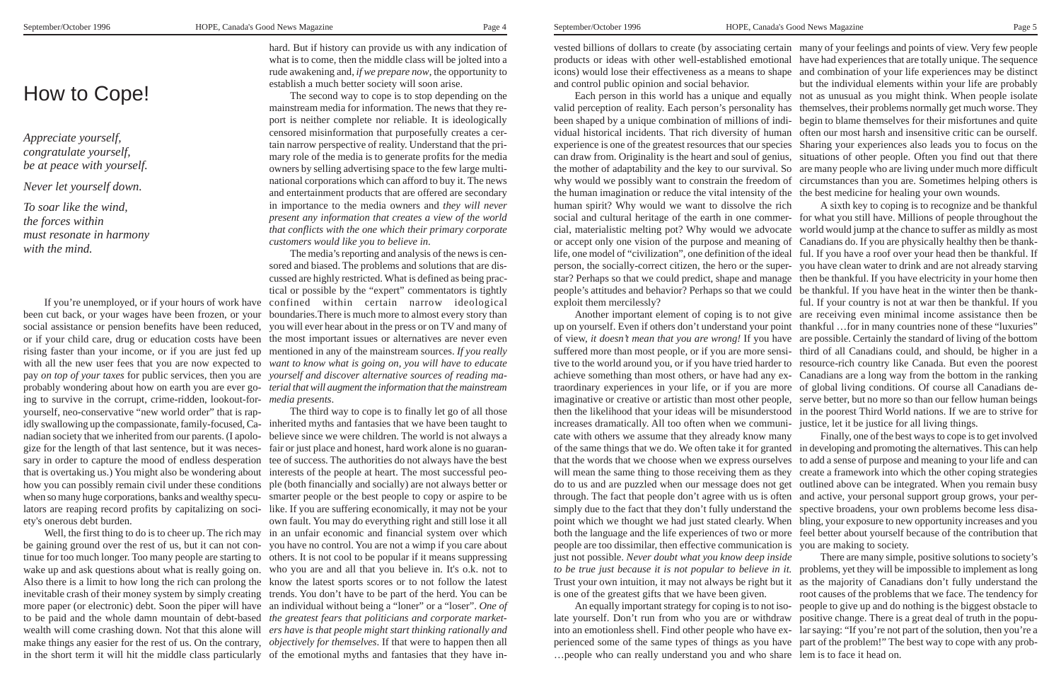# How to Cope!

*Appreciate yourself,*
*congratulate yourself,*
*be at peace with yourself.*

*Never let yourself down.*

*To soar like the wind,*
*the forces within*
*must resonate in harmony*
*with the mind.*

If you're unemployed, or if your hours of work have been cut back, or your wages have been frozen, or your social assistance or pension benefits have been reduced, or if your child care, drug or education costs have been rising faster than your income, or if you are just fed up with all the new user fees that you are now expected to pay *on top of your taxes* for public services, then you are probably wondering about how on earth you are ever going to survive in the corrupt, crime-ridden, lookout-for-yourself, neo-conservative "new world order" that is rapidly swallowing up the compassionate, family-focused, Canadian society that we inherited from our parents. (I apologize for the length of that last sentence, but it was necessary in order to capture the mood of endless desperation that is overtaking us.) You might also be wondering about how you can possibly remain civil under these conditions when so many huge corporations, banks and wealthy speculators are reaping record profits by capitalizing on society's enormous debt burden.

Well, the first thing to do is to cheer up. The rich may be gaining ground over the rest of us, but it can not continue for too much longer. Too many people are starting to wake up and ask questions about what is really going on. Also there is a limit to how long the rich can prolong the inevitable crash of their money system by simply creating more paper (or electronic) debt. Soon the piper will have to be paid and the whole damn mountain of debt-based wealth will come crashing down. Not that this alone will make things any easier for the rest of us. On the contrary, in the short term it will hit the middle class particularly hard. But if history can provide us with any indication of what is to come, then the middle class will be jolted into a rude awakening and, *if we prepare now*, the opportunity to establish a much better society will soon arise.

The second way to cope is to stop depending on the mainstream media for information. The news that they report is neither complete nor reliable. It is ideologically censored misinformation that purposefully creates a certain narrow perspective of reality. Understand that the primary role of the media is to generate profits for the media owners by selling advertising space to the few large multinational corporations which can afford to buy it. The news and entertainment products that are offered are secondary in importance to the media owners and *they will never present any information that creates a view of the world that conflicts with the one which their primary corporate customers would like you to believe in.*

The media's reporting and analysis of the news is censored and biased. The problems and solutions that are discussed are highly restricted. What is defined as being practical or possible by the "expert" commentators is tightly confined within certain narrow ideological boundaries.There is much more to almost every story than you will ever hear about in the press or on TV and many of the most important issues or alternatives are never even mentioned in any of the mainstream sources. *If you really want to know what is going on, you will have to educate yourself and discover alternative sources of reading material that will augment the information that the mainstream media presents.*

The third way to cope is to finally let go of all those inherited myths and fantasies that we have been taught to believe since we were children. The world is not always a fair or just place and honest, hard work alone is no guarantee of success. The authorities do not always have the best interests of the people at heart. The most successful people (both financially and socially) are not always better or smarter people or the best people to copy or aspire to be like. If you are suffering economically, it may not be your own fault. You may do everything right and still lose it all in an unfair economic and financial system over which you have no control. You are not a wimp if you care about others. It is not cool to be popular if it means suppressing who you are and all that you believe in. It's o.k. not to know the latest sports scores or to not follow the latest trends. You don't have to be part of the herd. You can be an individual without being a "loner" or a "loser". *One of the greatest fears that politicians and corporate marketers have is that people might start thinking rationally and objectively for themselves.* If that were to happen then all of the emotional myths and fantasies that they have invested billions of dollars to create (by associating certain products or ideas with other well-established emotional icons) would lose their effectiveness as a means to shape and control public opinion and social behavior.

Each person in this world has a unique and equally valid perception of reality. Each person's personality has been shaped by a unique combination of millions of individual historical incidents. That rich diversity of human experience is one of the greatest resources that our species can draw from. Originality is the heart and soul of genius, the mother of adaptability and the key to our survival. So why would we possibly want to constrain the freedom of the human imagination or reduce the vital intensity of the human spirit? Why would we want to dissolve the rich social and cultural heritage of the earth in one commercial, materialistic melting pot? Why would we advocate or accept only one vision of the purpose and meaning of life, one model of "civilization", one definition of the ideal person, the socially-correct citizen, the hero or the superstar? Perhaps so that we could predict, shape and manage people's attitudes and behavior? Perhaps so that we could exploit them mercilessly?

Another important element of coping is to not give up on yourself. Even if others don't understand your point of view, *it doesn't mean that you are wrong!* If you have suffered more than most people, or if you are more sensitive to the world around you, or if you have tried harder to achieve something than most others, or have had any extraordinary experiences in your life, or if you are more imaginative or creative or artistic than most other people, then the likelihood that your ideas will be misunderstood increases dramatically. All too often when we communicate with others we assume that they already know many of the same things that we do. We often take it for granted that the words that we choose when we express ourselves will mean the same thing to those receiving them as they do to us and are puzzled when our message does not get through. The fact that people don't agree with us is often simply due to the fact that they don't fully understand the point which we thought we had just stated clearly. When both the language and the life experiences of two or more people are too dissimilar, then effective communication is just not possible. *Never doubt what you know deep inside to be true just because it is not popular to believe in it.* Trust your own intuition, it may not always be right but it is one of the greatest gifts that we have been given.

An equally important strategy for coping is to not isolate yourself. Don't run from who you are or withdraw into an emotionless shell. Find other people who have experienced some of the same types of things as you have …people who can really understand you and who share many of your feelings and points of view. Very few people have had experiences that are totally unique. The sequence and combination of your life experiences may be distinct but the individual elements within your life are probably not as unusual as you might think. When people isolate themselves, their problems normally get much worse. They begin to blame themselves for their misfortunes and quite often our most harsh and insensitive critic can be ourself. Sharing your experiences also leads you to focus on the situations of other people. Often you find out that there are many people who are living under much more difficult circumstances than you are. Sometimes helping others is the best medicine for healing your own wounds.

A sixth key to coping is to recognize and be thankful for what you still have. Millions of people throughout the world would jump at the chance to suffer as mildly as most Canadians do. If you are physically healthy then be thankful. If you have a roof over your head then be thankful. If you have clean water to drink and are not already starving then be thankful. If you have electricity in your home then be thankful. If you have heat in the winter then be thankful. If your country is not at war then be thankful. If you are receiving even minimal income assistance then be thankful …for in many countries none of these "luxuries" are possible. Certainly the standard of living of the bottom third of all Canadians could, and should, be higher in a resource-rich country like Canada. But even the poorest Canadians are a long way from the bottom in the ranking of global living conditions. Of course all Canadians deserve better, but no more so than our fellow human beings in the poorest Third World nations. If we are to strive for justice, let it be justice for all living things.

Finally, one of the best ways to cope is to get involved in developing and promoting the alternatives. This can help to add a sense of purpose and meaning to your life and can create a framework into which the other coping strategies outlined above can be integrated. When you remain busy and active, your personal support group grows, your perspective broadens, your own problems become less disabling, your exposure to new opportunity increases and you feel better about yourself because of the contribution that you are making to society.

There are many simple, positive solutions to society's problems, yet they will be impossible to implement as long as the majority of Canadians don't fully understand the root causes of the problems that we face. The tendency for people to give up and do nothing is the biggest obstacle to positive change. There is a great deal of truth in the popular saying: "If you're not part of the solution, then you're a part of the problem!" The best way to cope with any problem is to face it head on.